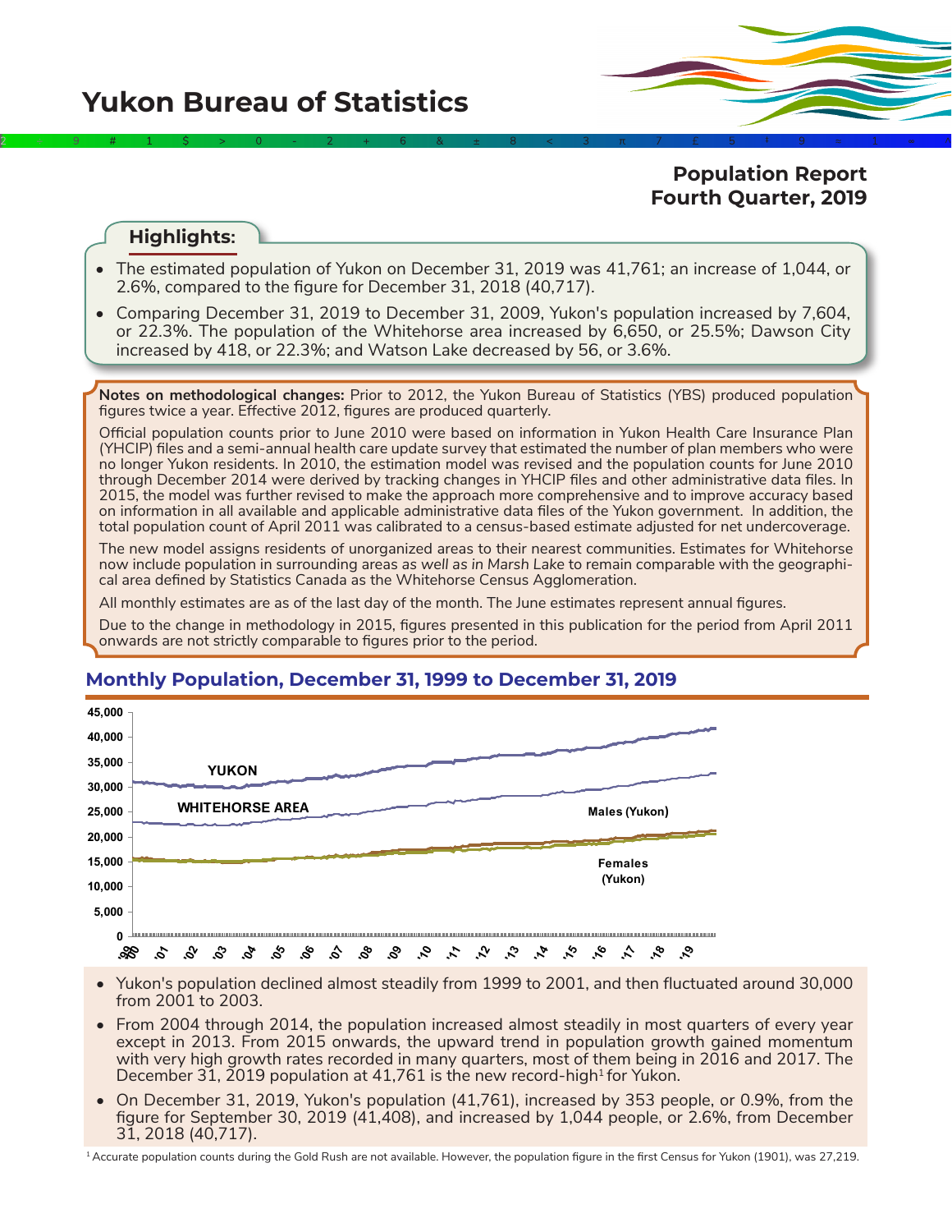# Yukon Bureau of Statistics

## Population Report Fourth Quarter, 2019

### Highlights:

- The estimated population of Yukon on December 31, 2019 was 41,761; an increase of 1,044, or 2.6%, compared to the figure for December 31, 2018 (40,717).
- Comparing December 31, 2019 to December 31, 2009, Yukon's population increased by 7,604, or 22.3%. The population of the Whitehorse area increased by 6,650, or 25.5%; Dawson City increased by 418, or 22.3%; and Watson Lake decreased by 56, or 3.6%.

**Notes on methodological changes:** Prior to 2012, the Yukon Bureau of Statistics (YBS) produced population figures twice a year. Effective 2012, figures are produced quarterly.

Official population counts prior to June 2010 were based on information in Yukon Health Care Insurance Plan (YHCIP) files and a semi-annual health care update survey that estimated the number of plan members who were no longer Yukon residents. In 2010, the estimation model was revised and the population counts for June 2010 through December 2014 were derived by tracking changes in YHCIP files and other administrative data files. In 2015, the model was further revised to make the approach more comprehensive and to improve accuracy based on information in all available and applicable administrative data files of the Yukon government. In addition, the total population count of April 2011 was calibrated to a census-based estimate adjusted for net undercoverage.

The new model assigns residents of unorganized areas to their nearest communities. Estimates for Whitehorse now include population in surrounding areas *as well as in Marsh Lake* to remain comparable with the geographical area defined by Statistics Canada as the Whitehorse Census Agglomeration.

All monthly estimates are as of the last day of the month. The June estimates represent annual figures.

Due to the change in methodology in 2015, figures presented in this publication for the period from April 2011 onwards are not strictly comparable to figures prior to the period.

## Monthly Population, December 31, 1999 to December 31, 2019

- Yukon's population declined almost steadily from 1999 to 2001, and then fluctuated around 30,000 from 2001 to 2003.
- From 2004 through 2014, the population increased almost steadily in most quarters of every year except in 2013. From 2015 onwards, the upward trend in population growth gained momentum with very high growth rates recorded in many quarters, most of them being in 2016 and 2017. The December 31, 2019 population at 41,761 is the new record-high[1] for Yukon.
- On December 31, 2019, Yukon's population (41,761), increased by 353 people, or 0.9%, from the figure for September 30, 2019 (41,408), and increased by 1,044 people, or 2.6%, from December 31, 2018 (40,717).

[1] Accurate population counts during the Gold Rush are not available. However, the population figure in the first Census for Yukon (1901), was 27,219.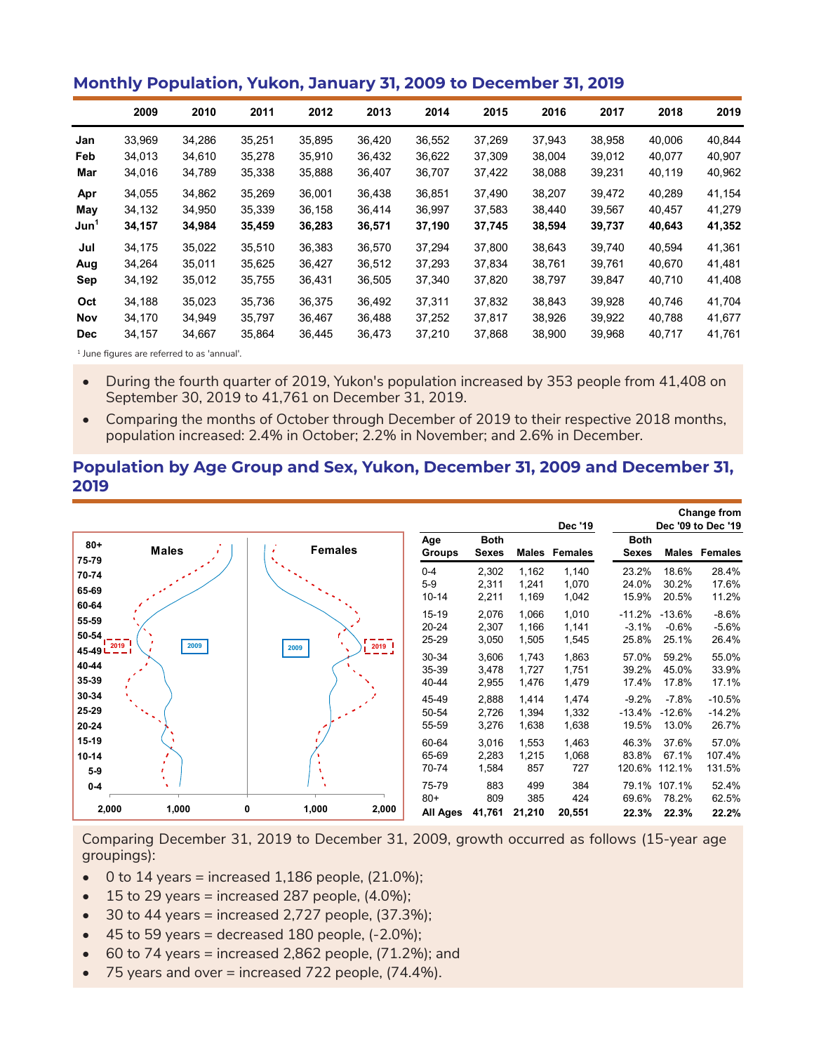## Monthly Population, Yukon, January 31, 2009 to December 31, 2019

| | 2009 | 2010 | 2011 | 2012 | 2013 | 2014 | 2015 | 2016 | 2017 | 2018 | 2019 |
|---|---|---|---|---|---|---|---|---|---|---|---|
| Jan | 33,969 | 34,286 | 35,251 | 35,895 | 36,420 | 36,552 | 37,269 | 37,943 | 38,958 | 40,006 | 40,844 |
| Feb | 34,013 | 34,610 | 35,278 | 35,910 | 36,432 | 36,622 | 37,309 | 38,004 | 39,012 | 40,077 | 40,907 |
| Mar | 34,016 | 34,789 | 35,338 | 35,888 | 36,407 | 36,707 | 37,422 | 38,088 | 39,231 | 40,119 | 40,962 |
| Apr | 34,055 | 34,862 | 35,269 | 36,001 | 36,438 | 36,851 | 37,490 | 38,207 | 39,472 | 40,289 | 41,154 |
| May | 34,132 | 34,950 | 35,339 | 36,158 | 36,414 | 36,997 | 37,583 | 38,440 | 39,567 | 40,457 | 41,279 |
| **Jun[1]** | **34,157** | **34,984** | **35,459** | **36,283** | **36,571** | **37,190** | **37,745** | **38,594** | **39,737** | **40,643** | **41,352** |
| Jul | 34,175 | 35,022 | 35,510 | 36,383 | 36,570 | 37,294 | 37,800 | 38,643 | 39,740 | 40,594 | 41,361 |
| Aug | 34,264 | 35,011 | 35,625 | 36,427 | 36,512 | 37,293 | 37,834 | 38,761 | 39,761 | 40,670 | 41,481 |
| Sep | 34,192 | 35,012 | 35,755 | 36,431 | 36,505 | 37,340 | 37,820 | 38,797 | 39,847 | 40,710 | 41,408 |
| Oct | 34,188 | 35,023 | 35,736 | 36,375 | 36,492 | 37,311 | 37,832 | 38,843 | 39,928 | 40,746 | 41,704 |
| Nov | 34,170 | 34,949 | 35,797 | 36,467 | 36,488 | 37,252 | 37,817 | 38,926 | 39,922 | 40,788 | 41,677 |
| Dec | 34,157 | 34,667 | 35,864 | 36,445 | 36,473 | 37,210 | 37,868 | 38,900 | 39,968 | 40,717 | 41,761 |

[1] June figures are referred to as 'annual'.

- During the fourth quarter of 2019, Yukon's population increased by 353 people from 41,408 on September 30, 2019 to 41,761 on December 31, 2019.
- Comparing the months of October through December of 2019 to their respective 2018 months, population increased: 2.4% in October; 2.2% in November; and 2.6% in December.

## Population by Age Group and Sex, Yukon, December 31, 2009 and December 31, 2019

| | Dec '19 | | | Change from Dec '09 to Dec '19 | | |
|---|---|---|---|---|---|---|
| Age Groups | Both Sexes | Males | Females | Both Sexes | Males | Females |
| 0-4 | 2,302 | 1,162 | 1,140 | 23.2% | 18.6% | 28.4% |
| 5-9 | 2,311 | 1,241 | 1,070 | 24.0% | 30.2% | 17.6% |
| 10-14 | 2,211 | 1,169 | 1,042 | 15.9% | 20.5% | 11.2% |
| 15-19 | 2,076 | 1,066 | 1,010 | -11.2% | -13.6% | -8.6% |
| 20-24 | 2,307 | 1,166 | 1,141 | -3.1% | -0.6% | -5.6% |
| 25-29 | 3,050 | 1,505 | 1,545 | 25.8% | 25.1% | 26.4% |
| 30-34 | 3,606 | 1,743 | 1,863 | 57.0% | 59.2% | 55.0% |
| 35-39 | 3,478 | 1,727 | 1,751 | 39.2% | 45.0% | 33.9% |
| 40-44 | 2,955 | 1,476 | 1,479 | 17.4% | 17.8% | 17.1% |
| 45-49 | 2,888 | 1,414 | 1,474 | -9.2% | -7.8% | -10.5% |
| 50-54 | 2,726 | 1,394 | 1,332 | -13.4% | -12.6% | -14.2% |
| 55-59 | 3,276 | 1,638 | 1,638 | 19.5% | 13.0% | 26.7% |
| 60-64 | 3,016 | 1,553 | 1,463 | 46.3% | 37.6% | 57.0% |
| 65-69 | 2,283 | 1,215 | 1,068 | 83.8% | 67.1% | 107.4% |
| 70-74 | 1,584 | 857 | 727 | 120.6% | 112.1% | 131.5% |
| 75-79 | 883 | 499 | 384 | 79.1% | 107.1% | 52.4% |
| 80+ | 809 | 385 | 424 | 69.6% | 78.2% | 62.5% |
| **All Ages** | **41,761** | **21,210** | **20,551** | **22.3%** | **22.3%** | **22.2%** |

Comparing December 31, 2019 to December 31, 2009, growth occurred as follows (15-year age groupings):

- 0 to 14 years = increased 1,186 people, (21.0%);
- 15 to 29 years = increased 287 people, (4.0%);
- 30 to 44 years = increased 2,727 people, (37.3%);
- 45 to 59 years = decreased 180 people, (-2.0%);
- 60 to 74 years = increased 2,862 people, (71.2%); and
- 75 years and over = increased 722 people, (74.4%).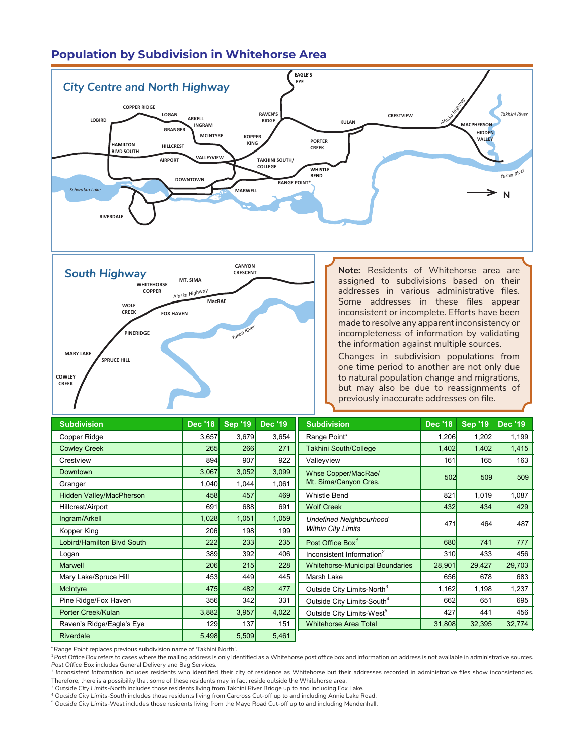## Population by Subdivision in Whitehorse Area

**Note:** Residents of Whitehorse area are assigned to subdivisions based on their addresses in various administrative files. Some addresses in these files appear inconsistent or incomplete. Efforts have been made to resolve any apparent inconsistency or incompleteness of information by validating the information against multiple sources.

Changes in subdivision populations from one time period to another are not only due to natural population change and migrations, but may also be due to reassignments of previously inaccurate addresses on file.

| Subdivision | Dec '18 | Sep '19 | Dec '19 |
|---|---|---|---|
| Copper Ridge | 3,657 | 3,679 | 3,654 |
| Cowley Creek | 265 | 266 | 271 |
| Crestview | 894 | 907 | 922 |
| Downtown | 3,067 | 3,052 | 3,099 |
| Granger | 1,040 | 1,044 | 1,061 |
| Hidden Valley/MacPherson | 458 | 457 | 469 |
| Hillcrest/Airport | 691 | 688 | 691 |
| Ingram/Arkell | 1,028 | 1,051 | 1,059 |
| Kopper King | 206 | 198 | 199 |
| Lobird/Hamilton Blvd South | 222 | 233 | 235 |
| Logan | 389 | 392 | 406 |
| Marwell | 206 | 215 | 228 |
| Mary Lake/Spruce Hill | 453 | 449 | 445 |
| McIntyre | 475 | 482 | 477 |
| Pine Ridge/Fox Haven | 356 | 342 | 331 |
| Porter Creek/Kulan | 3,882 | 3,957 | 4,022 |
| Raven's Ridge/Eagle's Eye | 129 | 137 | 151 |
| Riverdale | 5,498 | 5,509 | 5,461 |

| Subdivision | Dec '18 | Sep '19 | Dec '19 |
|---|---|---|---|
| Range Point* | 1,206 | 1,202 | 1,199 |
| Takhini South/College | 1,402 | 1,402 | 1,415 |
| Valleyview | 161 | 165 | 163 |
| Whse Copper/MacRae/ Mt. Sima/Canyon Cres. | 502 | 509 | 509 |
| Whistle Bend | 821 | 1,019 | 1,087 |
| Wolf Creek | 432 | 434 | 429 |
| *Undefined Neighbourhood Within City Limits* | 471 | 464 | 487 |
| Post Office Box[1] | 680 | 741 | 777 |
| Inconsistent Information[2] | 310 | 433 | 456 |
| Whitehorse-Municipal Boundaries | 28,901 | 29,427 | 29,703 |
| Marsh Lake | 656 | 678 | 683 |
| Outside City Limits-North[3] | 1,162 | 1,198 | 1,237 |
| Outside City Limits-South[4] | 662 | 651 | 695 |
| Outside City Limits-West[5] | 427 | 441 | 456 |
| Whitehorse Area Total | 31,808 | 32,395 | 32,774 |

*Range Point replaces previous subdivision name of 'Takhini North'.

[1] *Post Office Box* refers to cases where the mailing address is only identified as a Whitehorse post office box and information on address is not available in administrative sources. *Post Office Box* includes General Delivery and Bag Services.

[2] *Inconsistent Information* includes residents who identified their city of residence as Whitehorse but their addresses recorded in administrative files show inconsistencies. Therefore, there is a possibility that some of these residents may in fact reside outside the Whitehorse area.

[3] *Outside City Limits-North* includes those residents living from Takhini River Bridge up to and including Fox Lake.

[4] *Outside City Limits-South* includes those residents living from Carcross Cut-off up to and including Annie Lake Road.

[5] *Outside City Limits*-West includes those residents living from the Mayo Road Cut-off up to and including Mendenhall.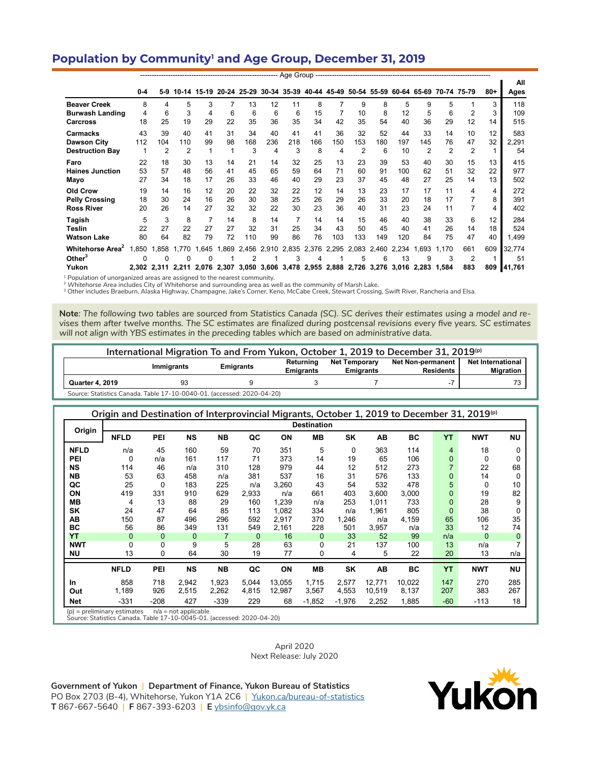## Population by Community[1] and Age Group, December 31, 2019

| | Age Group | | | | | | | | | | | | | | | | | All Ages |
|---|---|---|---|---|---|---|---|---|---|---|---|---|---|---|---|---|---|---|
| | 0-4 | 5-9 | 10-14 | 15-19 | 20-24 | 25-29 | 30-34 | 35-39 | 40-44 | 45-49 | 50-54 | 55-59 | 60-64 | 65-69 | 70-74 | 75-79 | 80+ | |
| **Beaver Creek** | 8 | 4 | 5 | 3 | 7 | 13 | 12 | 11 | 8 | 7 | 9 | 8 | 5 | 9 | 5 | 1 | 3 | 118 |
| **Burwash Landing** | 4 | 6 | 3 | 4 | 6 | 6 | 6 | 6 | 15 | 7 | 10 | 8 | 12 | 5 | 6 | 2 | 3 | 109 |
| **Carcross** | 18 | 25 | 19 | 29 | 22 | 35 | 36 | 35 | 34 | 42 | 35 | 54 | 40 | 36 | 29 | 12 | 14 | 515 |
| **Carmacks** | 43 | 39 | 40 | 41 | 31 | 34 | 40 | 41 | 41 | 36 | 32 | 52 | 44 | 33 | 14 | 10 | 12 | 583 |
| **Dawson City** | 112 | 104 | 110 | 99 | 98 | 168 | 236 | 218 | 166 | 150 | 153 | 180 | 197 | 145 | 76 | 47 | 32 | 2,291 |
| **Destruction Bay** | 1 | 2 | 2 | 1 | 1 | 3 | 4 | 3 | 8 | 4 | 2 | 6 | 10 | 2 | 2 | 2 | 1 | 54 |
| **Faro** | 22 | 18 | 30 | 13 | 14 | 21 | 14 | 32 | 25 | 13 | 23 | 39 | 53 | 40 | 30 | 15 | 13 | 415 |
| **Haines Junction** | 53 | 57 | 48 | 56 | 41 | 45 | 65 | 59 | 64 | 71 | 60 | 91 | 100 | 62 | 51 | 32 | 22 | 977 |
| **Mayo** | 27 | 34 | 18 | 17 | 26 | 33 | 46 | 40 | 29 | 23 | 37 | 45 | 48 | 27 | 25 | 14 | 13 | 502 |
| **Old Crow** | 19 | 14 | 16 | 12 | 20 | 22 | 32 | 22 | 12 | 14 | 13 | 23 | 17 | 17 | 11 | 4 | 4 | 272 |
| **Pelly Crossing** | 18 | 30 | 24 | 16 | 26 | 30 | 38 | 25 | 26 | 29 | 26 | 33 | 20 | 18 | 17 | 7 | 8 | 391 |
| **Ross River** | 20 | 26 | 14 | 27 | 32 | 32 | 22 | 30 | 23 | 36 | 40 | 31 | 23 | 24 | 11 | 7 | 4 | 402 |
| **Tagish** | 5 | 3 | 8 | 7 | 14 | 8 | 14 | 7 | 14 | 14 | 15 | 46 | 40 | 38 | 33 | 6 | 12 | 284 |
| **Teslin** | 22 | 27 | 22 | 27 | 27 | 32 | 31 | 25 | 34 | 43 | 50 | 45 | 40 | 41 | 26 | 14 | 18 | 524 |
| **Watson Lake** | 80 | 64 | 82 | 79 | 72 | 110 | 99 | 86 | 76 | 103 | 133 | 149 | 120 | 84 | 75 | 47 | 40 | 1,499 |
| **Whitehorse Area[2]** | 1,850 | 1,858 | 1,770 | 1,645 | 1,869 | 2,456 | 2,910 | 2,835 | 2,376 | 2,295 | 2,083 | 2,460 | 2,234 | 1,693 | 1,170 | 661 | 609 | 32,774 |
| **Other[3]** | 0 | 0 | 0 | 0 | 1 | 2 | 1 | 3 | 4 | 1 | 5 | 6 | 13 | 9 | 3 | 2 | 1 | 51 |
| **Yukon** | **2,302** | **2,311** | **2,211** | **2,076** | **2,307** | **3,050** | **3,606** | **3,478** | **2,955** | **2,888** | **2,726** | **3,276** | **3,016** | **2,283** | **1,584** | **883** | **809** | **41,761** |

[1] Population of unorganized areas are assigned to the nearest community.
[2] Whitehorse Area includes City of Whitehorse and surrounding area as well as the community of Marsh Lake.
[3] Other includes Braeburn, Alaska Highway, Champagne, Jake's Corner, Keno, McCabe Creek, Stewart Crossing, Swift River, Rancheria and Elsa.

**Note**: *The following two tables are sourced from Statistics Canada (SC). SC derives their estimates using a model and revises them after twelve months. The SC estimates are finalized during postcensal revisions every five years. SC estimates will not align with YBS estimates in the preceding tables which are based on administrative data.*

### International Migration To and From Yukon, October 1, 2019 to December 31, 2019(p)

| | Immigrants | Emigrants | Returning Emigrants | Net Temporary Emigrants | Net Non-permanent Residents | Net International Migration |
|---|---|---|---|---|---|---|
| **Quarter 4, 2019** | 93 | 9 | 3 | 7 | -7 | 73 |

Source: Statistics Canada. Table 17-10-0040-01. (accessed: 2020-04-20)

### Origin and Destination of Interprovincial Migrants, October 1, 2019 to December 31, 2019(p)

| Origin | Destination | | | | | | | | | | | | |
|---|---|---|---|---|---|---|---|---|---|---|---|---|---|
| | **NFLD** | **PEI** | **NS** | **NB** | **QC** | **ON** | **MB** | **SK** | **AB** | **BC** | **YT** | **NWT** | **NU** |
| **NFLD** | n/a | 45 | 160 | 59 | 70 | 351 | 5 | 0 | 363 | 114 | 4 | 18 | 0 |
| **PEI** | 0 | n/a | 161 | 117 | 71 | 373 | 14 | 19 | 65 | 106 | 0 | 0 | 0 |
| **NS** | 114 | 46 | n/a | 310 | 128 | 979 | 44 | 12 | 512 | 273 | 7 | 22 | 68 |
| **NB** | 53 | 63 | 458 | n/a | 381 | 537 | 16 | 31 | 576 | 133 | 0 | 14 | 0 |
| **QC** | 25 | 0 | 183 | 225 | n/a | 3,260 | 43 | 54 | 532 | 478 | 5 | 0 | 10 |
| **ON** | 419 | 331 | 910 | 629 | 2,933 | n/a | 661 | 403 | 3,600 | 3,000 | 0 | 19 | 82 |
| **MB** | 4 | 13 | 88 | 29 | 160 | 1,239 | n/a | 253 | 1,011 | 733 | 0 | 28 | 9 |
| **SK** | 24 | 47 | 64 | 85 | 113 | 1,082 | 334 | n/a | 1,961 | 805 | 0 | 38 | 0 |
| **AB** | 150 | 87 | 496 | 296 | 592 | 2,917 | 370 | 1,246 | n/a | 4,159 | 65 | 106 | 35 |
| **BC** | 56 | 86 | 349 | 131 | 549 | 2,161 | 228 | 501 | 3,957 | n/a | 33 | 12 | 74 |
| **YT** | 0 | 0 | 0 | 7 | 0 | 16 | 0 | 33 | 52 | 99 | n/a | 0 | 0 |
| **NWT** | 0 | 0 | 9 | 5 | 28 | 63 | 0 | 21 | 137 | 100 | 13 | n/a | 7 |
| **NU** | 13 | 0 | 64 | 30 | 19 | 77 | 0 | 4 | 5 | 22 | 20 | 13 | n/a |
| | **NFLD** | **PEI** | **NS** | **NB** | **QC** | **ON** | **MB** | **SK** | **AB** | **BC** | **YT** | **NWT** | **NU** |
| **In** | 858 | 718 | 2,942 | 1,923 | 5,044 | 13,055 | 1,715 | 2,577 | 12,771 | 10,022 | 147 | 270 | 285 |
| **Out** | 1,189 | 926 | 2,515 | 2,262 | 4,815 | 12,987 | 3,567 | 4,553 | 10,519 | 8,137 | 207 | 383 | 267 |
| **Net** | -331 | -208 | 427 | -339 | 229 | 68 | -1,852 | -1,976 | 2,252 | 1,885 | -60 | -113 | 18 |

(p) = preliminary estimates  n/a = not applicable
Source: Statistics Canada. Table 17-10-0045-01. (accessed: 2020-04-20)

April 2020
Next Release: July 2020

**Government of Yukon** | **Department of Finance, Yukon Bureau of Statistics**
PO Box 2703 (B-4), Whitehorse, Yukon Y1A 2C6 | Yukon.ca/bureau-of-statistics
**T** 867-667-5640 | **F** 867-393-6203 | **E** ybsinfo@gov.yk.ca